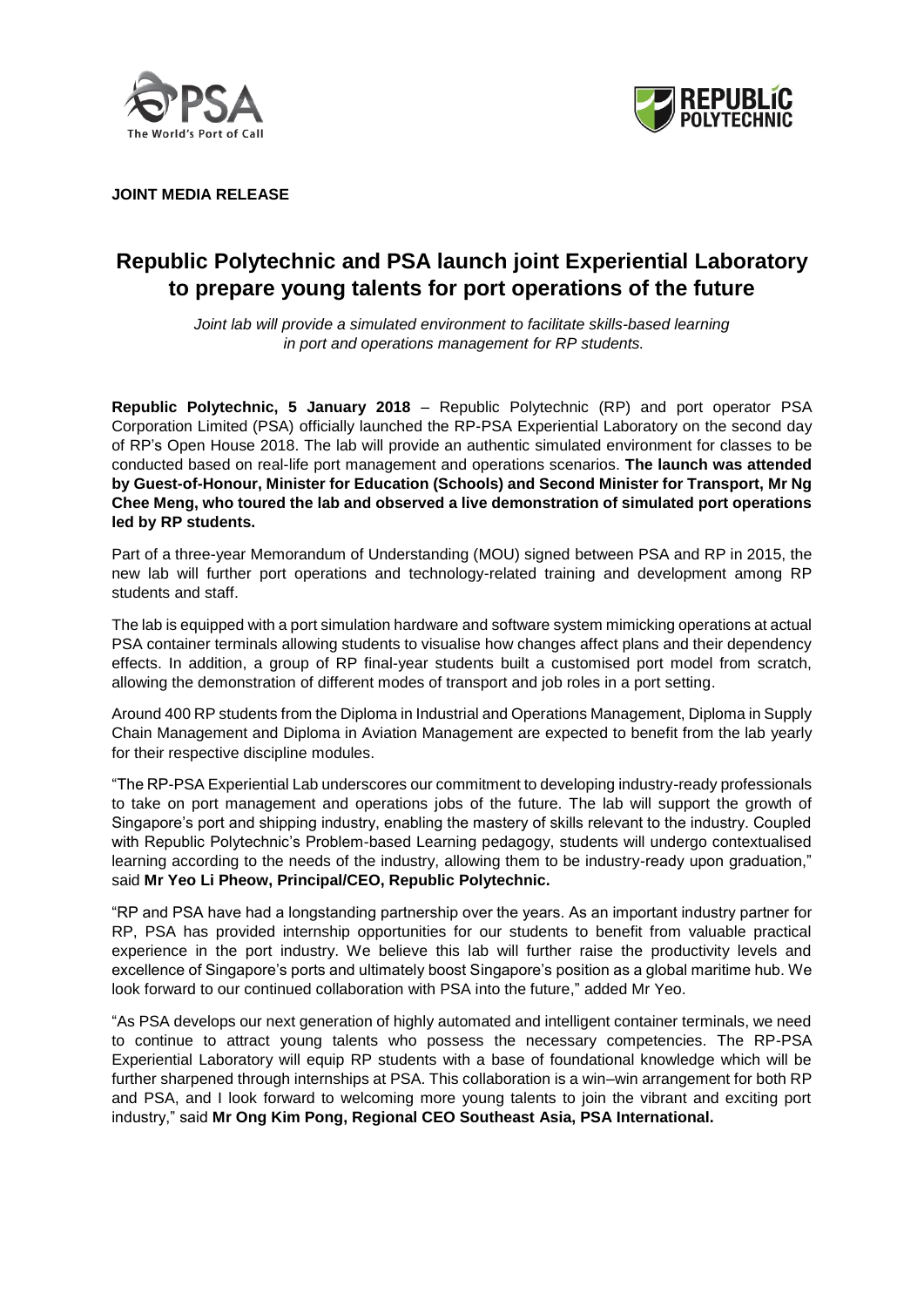**JOINT MEDIA RELEASE**

# Republic Polytechnic and PSA launch joint Experiential Laboratory to prepare young talents for port operations of the future

*Joint lab will provide a simulated environment to facilitate skills-based learning in port and operations management for RP students.*

**Republic Polytechnic, 5 January 2018** – Republic Polytechnic (RP) and port operator PSA Corporation Limited (PSA) officially launched the RP-PSA Experiential Laboratory on the second day of RP's Open House 2018. The lab will provide an authentic simulated environment for classes to be conducted based on real-life port management and operations scenarios. **The launch was attended by Guest-of-Honour, Minister for Education (Schools) and Second Minister for Transport, Mr Ng Chee Meng, who toured the lab and observed a live demonstration of simulated port operations led by RP students.**

Part of a three-year Memorandum of Understanding (MOU) signed between PSA and RP in 2015, the new lab will further port operations and technology-related training and development among RP students and staff.

The lab is equipped with a port simulation hardware and software system mimicking operations at actual PSA container terminals allowing students to visualise how changes affect plans and their dependency effects. In addition, a group of RP final-year students built a customised port model from scratch, allowing the demonstration of different modes of transport and job roles in a port setting.

Around 400 RP students from the Diploma in Industrial and Operations Management, Diploma in Supply Chain Management and Diploma in Aviation Management are expected to benefit from the lab yearly for their respective discipline modules.

"The RP-PSA Experiential Lab underscores our commitment to developing industry-ready professionals to take on port management and operations jobs of the future. The lab will support the growth of Singapore's port and shipping industry, enabling the mastery of skills relevant to the industry. Coupled with Republic Polytechnic's Problem-based Learning pedagogy, students will undergo contextualised learning according to the needs of the industry, allowing them to be industry-ready upon graduation," said **Mr Yeo Li Pheow, Principal/CEO, Republic Polytechnic.**

"RP and PSA have had a longstanding partnership over the years. As an important industry partner for RP, PSA has provided internship opportunities for our students to benefit from valuable practical experience in the port industry. We believe this lab will further raise the productivity levels and excellence of Singapore's ports and ultimately boost Singapore's position as a global maritime hub. We look forward to our continued collaboration with PSA into the future," added Mr Yeo.

"As PSA develops our next generation of highly automated and intelligent container terminals, we need to continue to attract young talents who possess the necessary competencies. The RP-PSA Experiential Laboratory will equip RP students with a base of foundational knowledge which will be further sharpened through internships at PSA. This collaboration is a win–win arrangement for both RP and PSA, and I look forward to welcoming more young talents to join the vibrant and exciting port industry," said **Mr Ong Kim Pong, Regional CEO Southeast Asia, PSA International.**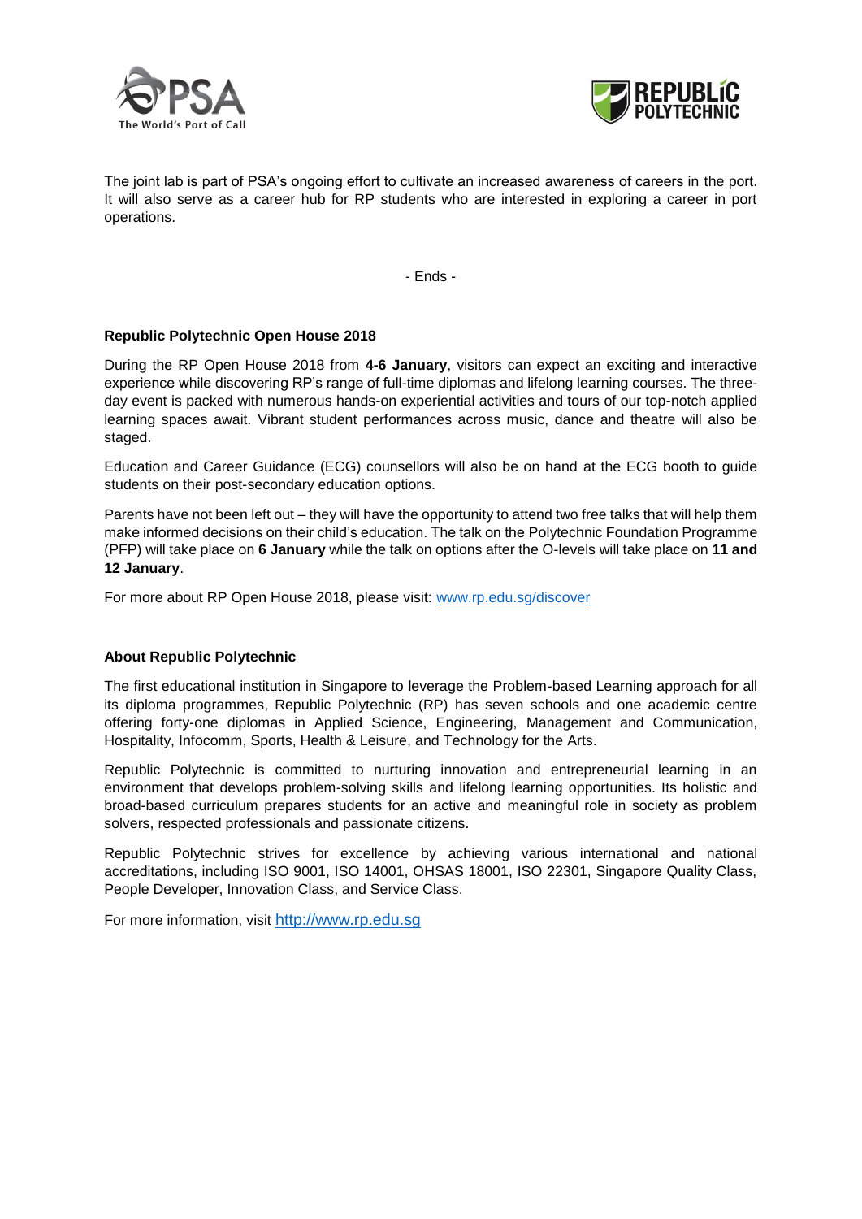The joint lab is part of PSA's ongoing effort to cultivate an increased awareness of careers in the port. It will also serve as a career hub for RP students who are interested in exploring a career in port operations.

- Ends -

**Republic Polytechnic Open House 2018**

During the RP Open House 2018 from **4-6 January**, visitors can expect an exciting and interactive experience while discovering RP's range of full-time diplomas and lifelong learning courses. The three-day event is packed with numerous hands-on experiential activities and tours of our top-notch applied learning spaces await. Vibrant student performances across music, dance and theatre will also be staged.

Education and Career Guidance (ECG) counsellors will also be on hand at the ECG booth to guide students on their post-secondary education options.

Parents have not been left out – they will have the opportunity to attend two free talks that will help them make informed decisions on their child's education. The talk on the Polytechnic Foundation Programme (PFP) will take place on **6 January** while the talk on options after the O-levels will take place on **11 and 12 January**.

For more about RP Open House 2018, please visit: [www.rp.edu.sg/discover](www.rp.edu.sg/discover)

**About Republic Polytechnic**

The first educational institution in Singapore to leverage the Problem-based Learning approach for all its diploma programmes, Republic Polytechnic (RP) has seven schools and one academic centre offering forty-one diplomas in Applied Science, Engineering, Management and Communication, Hospitality, Infocomm, Sports, Health & Leisure, and Technology for the Arts.

Republic Polytechnic is committed to nurturing innovation and entrepreneurial learning in an environment that develops problem-solving skills and lifelong learning opportunities. Its holistic and broad-based curriculum prepares students for an active and meaningful role in society as problem solvers, respected professionals and passionate citizens.

Republic Polytechnic strives for excellence by achieving various international and national accreditations, including ISO 9001, ISO 14001, OHSAS 18001, ISO 22301, Singapore Quality Class, People Developer, Innovation Class, and Service Class.

For more information, visit [http://www.rp.edu.sg](http://www.rp.edu.sg)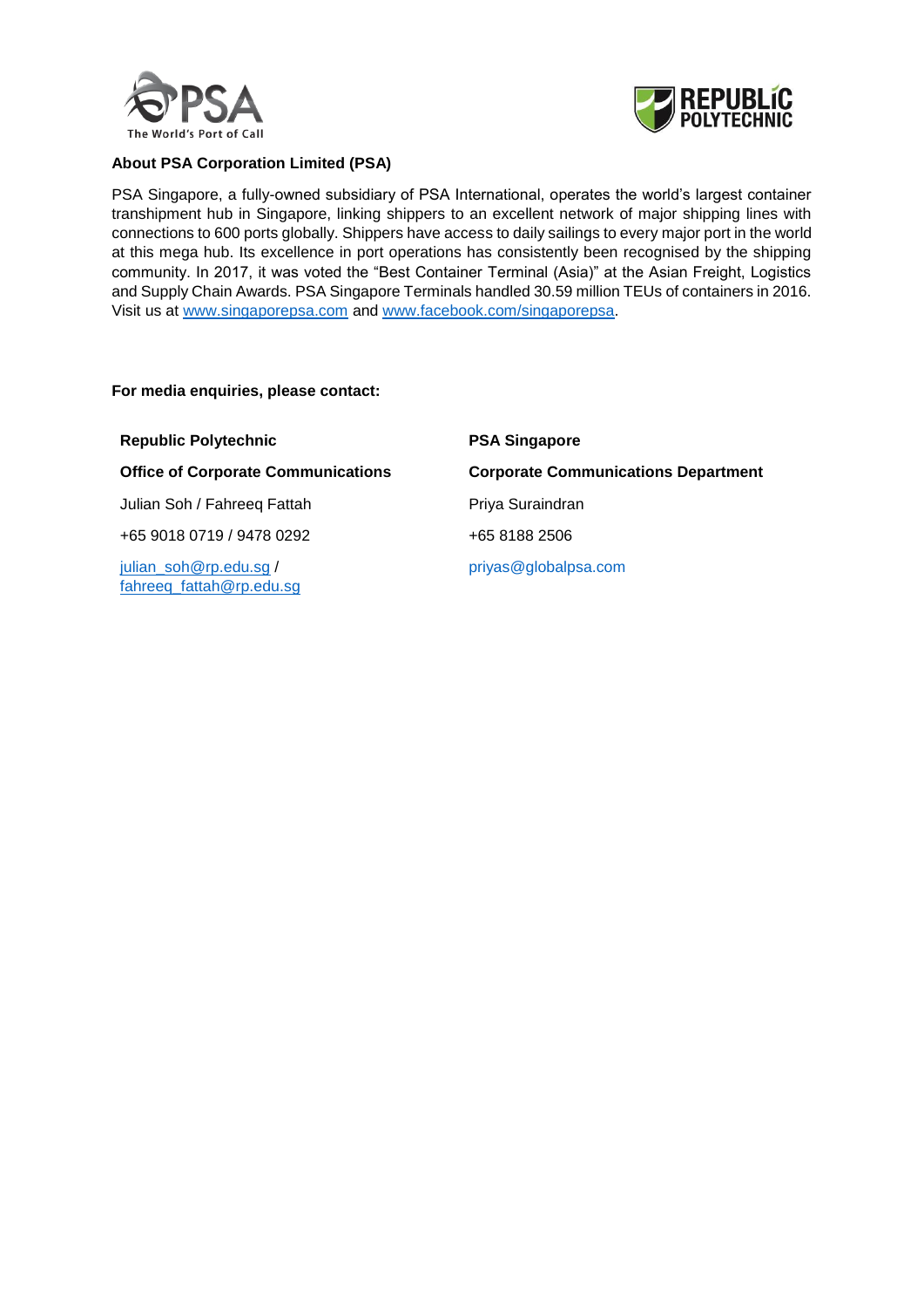**About PSA Corporation Limited (PSA)**

PSA Singapore, a fully-owned subsidiary of PSA International, operates the world's largest container transhipment hub in Singapore, linking shippers to an excellent network of major shipping lines with connections to 600 ports globally. Shippers have access to daily sailings to every major port in the world at this mega hub. Its excellence in port operations has consistently been recognised by the shipping community. In 2017, it was voted the "Best Container Terminal (Asia)" at the Asian Freight, Logistics and Supply Chain Awards. PSA Singapore Terminals handled 30.59 million TEUs of containers in 2016. Visit us at www.singaporepsa.com and www.facebook.com/singaporepsa.

**For media enquiries, please contact:**

**Republic Polytechnic**

**Office of Corporate Communications**

Julian Soh / Fahreeq Fattah

+65 9018 0719 / 9478 0292

julian_soh@rp.edu.sg / fahreeq_fattah@rp.edu.sg

**PSA Singapore**

**Corporate Communications Department**

Priya Suraindran

+65 8188 2506

priyas@globalpsa.com